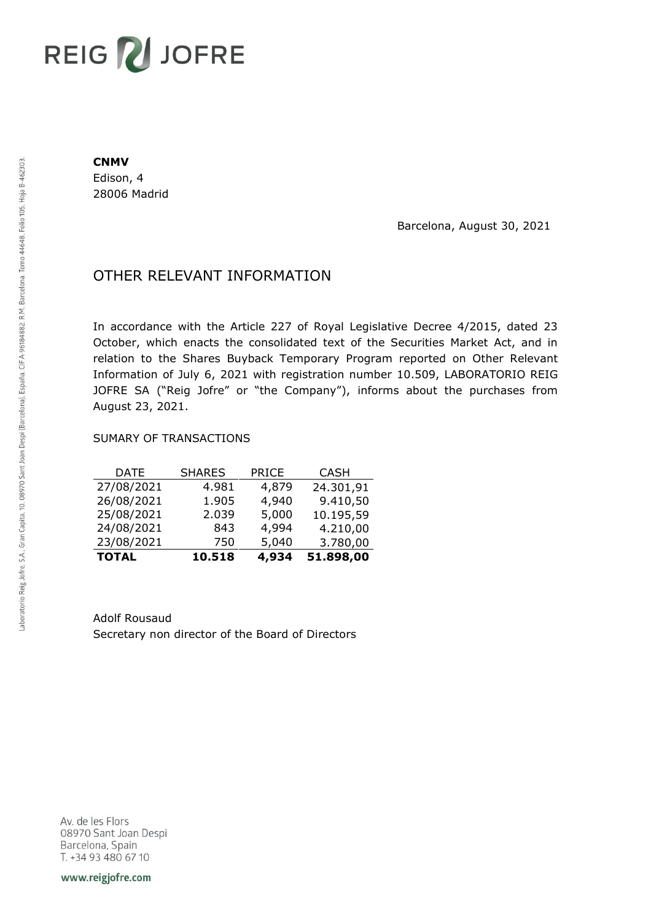REIG JOFRE

**CNMV**
Edison, 4
28006 Madrid

Barcelona, August 30, 2021

# OTHER RELEVANT INFORMATION

In accordance with the Article 227 of Royal Legislative Decree 4/2015, dated 23 October, which enacts the consolidated text of the Securities Market Act, and in relation to the Shares Buyback Temporary Program reported on Other Relevant Information of July 6, 2021 with registration number 10.509, LABORATORIO REIG JOFRE SA ("Reig Jofre" or "the Company"), informs about the purchases from August 23, 2021.

SUMARY OF TRANSACTIONS

| DATE | SHARES | PRICE | CASH |
|---|---|---|---|
| 27/08/2021 | 4.981 | 4,879 | 24.301,91 |
| 26/08/2021 | 1.905 | 4,940 | 9.410,50 |
| 25/08/2021 | 2.039 | 5,000 | 10.195,59 |
| 24/08/2021 | 843 | 4,994 | 4.210,00 |
| 23/08/2021 | 750 | 5,040 | 3.780,00 |
| **TOTAL** | **10.518** | **4,934** | **51.898,00** |

Adolf Rousaud
Secretary non director of the Board of Directors

Laboratorio Reig Jofre, S.A., Gran Capità, 10, 08970 Sant Joan Despí (Barcelona), España. CIF A-96184882. R.M. Barcelona, Tomo 44648, Folio 105, Hoja B-462303.

Av. de les Flors
08970 Sant Joan Despi
Barcelona, Spain
T. +34 93 480 67 10

www.reigjofre.com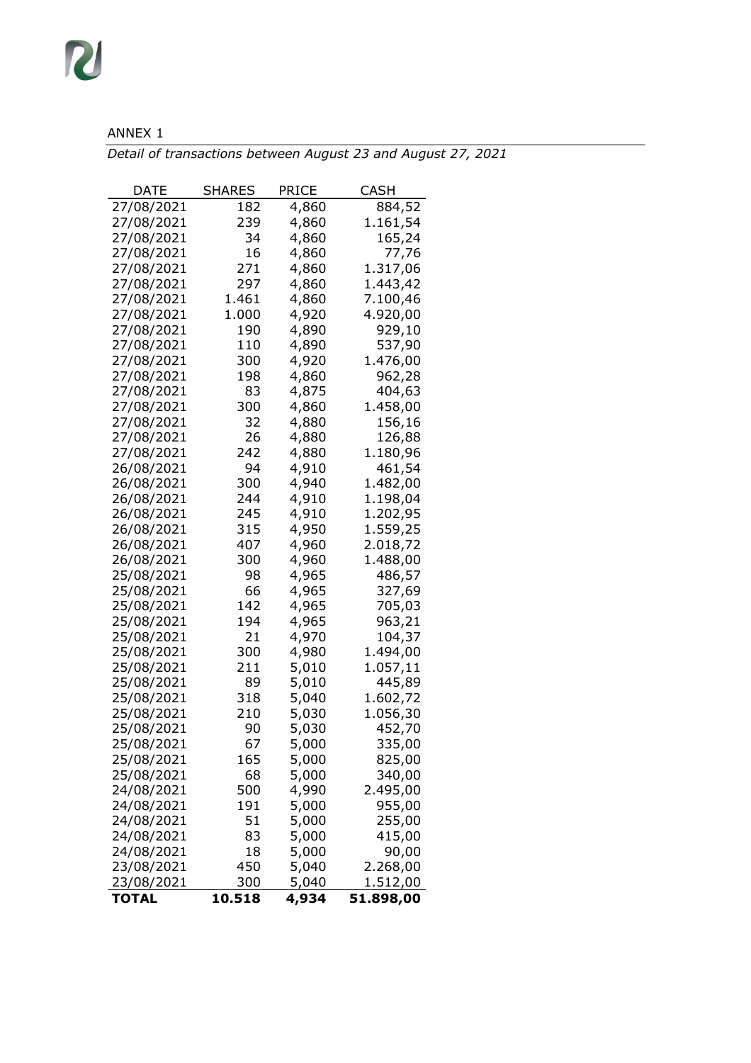ANNEX 1

*Detail of transactions between August 23 and August 27, 2021*

| DATE | SHARES | PRICE | CASH |
|---|---|---|---|
| 27/08/2021 | 182 | 4,860 | 884,52 |
| 27/08/2021 | 239 | 4,860 | 1.161,54 |
| 27/08/2021 | 34 | 4,860 | 165,24 |
| 27/08/2021 | 16 | 4,860 | 77,76 |
| 27/08/2021 | 271 | 4,860 | 1.317,06 |
| 27/08/2021 | 297 | 4,860 | 1.443,42 |
| 27/08/2021 | 1.461 | 4,860 | 7.100,46 |
| 27/08/2021 | 1.000 | 4,920 | 4.920,00 |
| 27/08/2021 | 190 | 4,890 | 929,10 |
| 27/08/2021 | 110 | 4,890 | 537,90 |
| 27/08/2021 | 300 | 4,920 | 1.476,00 |
| 27/08/2021 | 198 | 4,860 | 962,28 |
| 27/08/2021 | 83 | 4,875 | 404,63 |
| 27/08/2021 | 300 | 4,860 | 1.458,00 |
| 27/08/2021 | 32 | 4,880 | 156,16 |
| 27/08/2021 | 26 | 4,880 | 126,88 |
| 27/08/2021 | 242 | 4,880 | 1.180,96 |
| 26/08/2021 | 94 | 4,910 | 461,54 |
| 26/08/2021 | 300 | 4,940 | 1.482,00 |
| 26/08/2021 | 244 | 4,910 | 1.198,04 |
| 26/08/2021 | 245 | 4,910 | 1.202,95 |
| 26/08/2021 | 315 | 4,950 | 1.559,25 |
| 26/08/2021 | 407 | 4,960 | 2.018,72 |
| 26/08/2021 | 300 | 4,960 | 1.488,00 |
| 25/08/2021 | 98 | 4,965 | 486,57 |
| 25/08/2021 | 66 | 4,965 | 327,69 |
| 25/08/2021 | 142 | 4,965 | 705,03 |
| 25/08/2021 | 194 | 4,965 | 963,21 |
| 25/08/2021 | 21 | 4,970 | 104,37 |
| 25/08/2021 | 300 | 4,980 | 1.494,00 |
| 25/08/2021 | 211 | 5,010 | 1.057,11 |
| 25/08/2021 | 89 | 5,010 | 445,89 |
| 25/08/2021 | 318 | 5,040 | 1.602,72 |
| 25/08/2021 | 210 | 5,030 | 1.056,30 |
| 25/08/2021 | 90 | 5,030 | 452,70 |
| 25/08/2021 | 67 | 5,000 | 335,00 |
| 25/08/2021 | 165 | 5,000 | 825,00 |
| 25/08/2021 | 68 | 5,000 | 340,00 |
| 24/08/2021 | 500 | 4,990 | 2.495,00 |
| 24/08/2021 | 191 | 5,000 | 955,00 |
| 24/08/2021 | 51 | 5,000 | 255,00 |
| 24/08/2021 | 83 | 5,000 | 415,00 |
| 24/08/2021 | 18 | 5,000 | 90,00 |
| 23/08/2021 | 450 | 5,040 | 2.268,00 |
| 23/08/2021 | 300 | 5,040 | 1.512,00 |
| **TOTAL** | **10.518** | **4,934** | **51.898,00** |